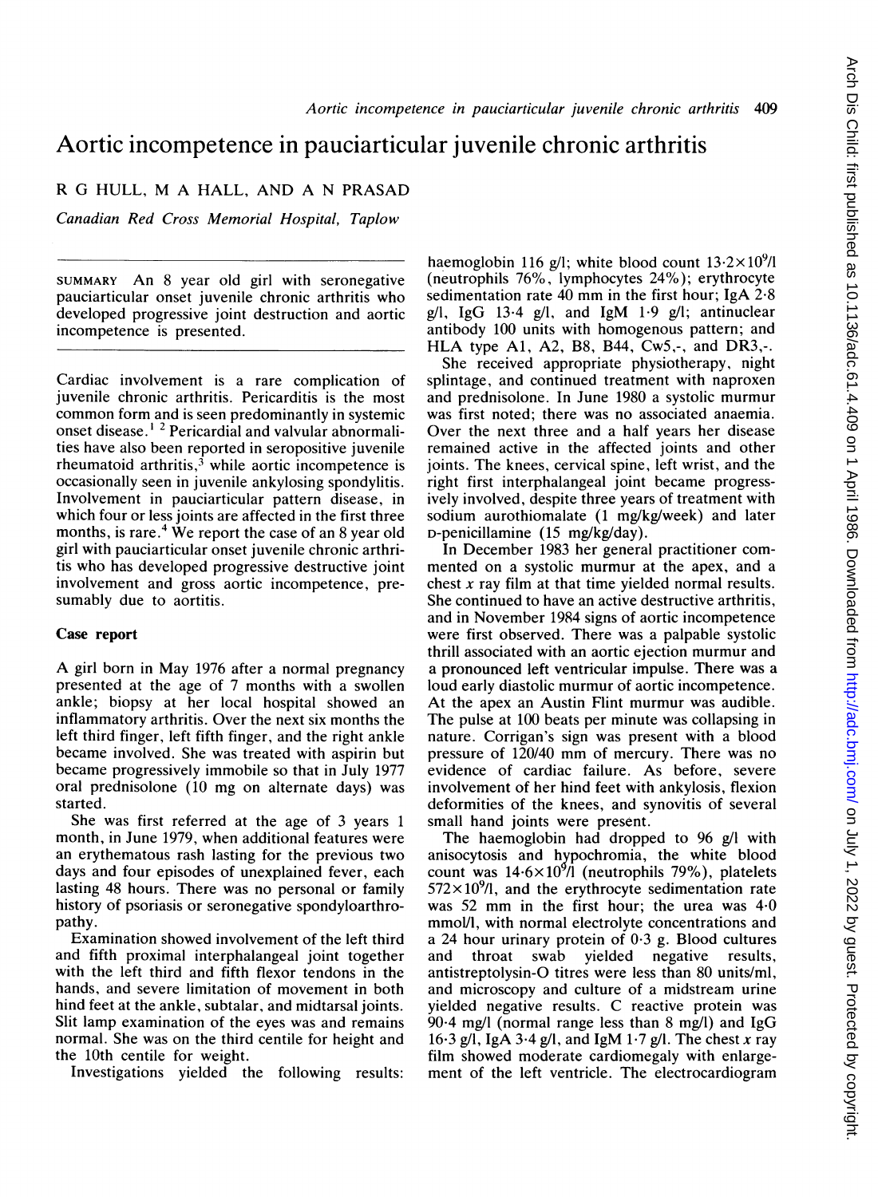# Aortic incompetence in pauciarticular juvenile chronic arthritis

R G HULL, M A HALL, AND A N PRASAD

*Canadian Red Cross Memorial Hospital, Taplow*

SUMMARY An 8 year old girl with seronegative pauciarticular onset juvenile chronic arthritis who developed progressive joint destruction and aortic incompetence is presented.

Cardiac involvement is a rare complication of juvenile chronic arthritis. Pericarditis is the most common form and is seen predominantly in systemic onset disease.[1 2] Pericardial and valvular abnormalities have also been reported in seropositive juvenile rheumatoid arthritis,[3] while aortic incompetence is occasionally seen in juvenile ankylosing spondylitis. Involvement in pauciarticular pattern disease, in which four or less joints are affected in the first three months, is rare.[4] We report the case of an 8 year old girl with pauciarticular onset juvenile chronic arthritis who has developed progressive destructive joint involvement and gross aortic incompetence, presumably due to aortitis.

## Case report

A girl born in May 1976 after a normal pregnancy presented at the age of 7 months with a swollen ankle; biopsy at her local hospital showed an inflammatory arthritis. Over the next six months the left third finger, left fifth finger, and the right ankle became involved. She was treated with aspirin but became progressively immobile so that in July 1977 oral prednisolone (10 mg on alternate days) was started.

She was first referred at the age of 3 years 1 month, in June 1979, when additional features were an erythematous rash lasting for the previous two days and four episodes of unexplained fever, each lasting 48 hours. There was no personal or family history of psoriasis or seronegative spondyloarthropathy.

Examination showed involvement of the left third and fifth proximal interphalangeal joint together with the left third and fifth flexor tendons in the hands, and severe limitation of movement in both hind feet at the ankle, subtalar, and midtarsal joints. Slit lamp examination of the eyes was and remains normal. She was on the third centile for height and the 10th centile for weight.

Investigations yielded the following results: haemoglobin 116 g/l; white blood count $13 \cdot 2 \times 10^9$/l (neutrophils 76%, lymphocytes 24%); erythrocyte sedimentation rate 40 mm in the first hour; IgA 2·8 g/l, IgG 13·4 g/l, and IgM 1·9 g/l; antinuclear antibody 100 units with homogenous pattern; and HLA type A1, A2, B8, B44, Cw5,-, and DR3,-.

She received appropriate physiotherapy, night splintage, and continued treatment with naproxen and prednisolone. In June 1980 a systolic murmur was first noted; there was no associated anaemia. Over the next three and a half years her disease remained active in the affected joints and other joints. The knees, cervical spine, left wrist, and the right first interphalangeal joint became progressively involved, despite three years of treatment with sodium aurothiomalate (1 mg/kg/week) and later D-penicillamine (15 mg/kg/day).

In December 1983 her general practitioner commented on a systolic murmur at the apex, and a chest $x$ ray film at that time yielded normal results. She continued to have an active destructive arthritis, and in November 1984 signs of aortic incompetence were first observed. There was a palpable systolic thrill associated with an aortic ejection murmur and a pronounced left ventricular impulse. There was a loud early diastolic murmur of aortic incompetence. At the apex an Austin Flint murmur was audible. The pulse at 100 beats per minute was collapsing in nature. Corrigan's sign was present with a blood pressure of 120/40 mm of mercury. There was no evidence of cardiac failure. As before, severe involvement of her hind feet with ankylosis, flexion deformities of the knees, and synovitis of several small hand joints were present.

The haemoglobin had dropped to 96 g/l with anisocytosis and hypochromia, the white blood count was $14 \cdot 6 \times 10^9$/l (neutrophils 79%), platelets $572 \times 10^9$/l, and the erythrocyte sedimentation rate was 52 mm in the first hour; the urea was 4·0 mmol/l, with normal electrolyte concentrations and a 24 hour urinary protein of 0·3 g. Blood cultures and throat swab yielded negative results, antistreptolysin-O titres were less than 80 units/ml, and microscopy and culture of a midstream urine yielded negative results. C reactive protein was 90·4 mg/l (normal range less than 8 mg/l) and IgG 16·3 g/l, IgA 3·4 g/l, and IgM 1·7 g/l. The chest $x$ ray film showed moderate cardiomegaly with enlargement of the left ventricle. The electrocardiogram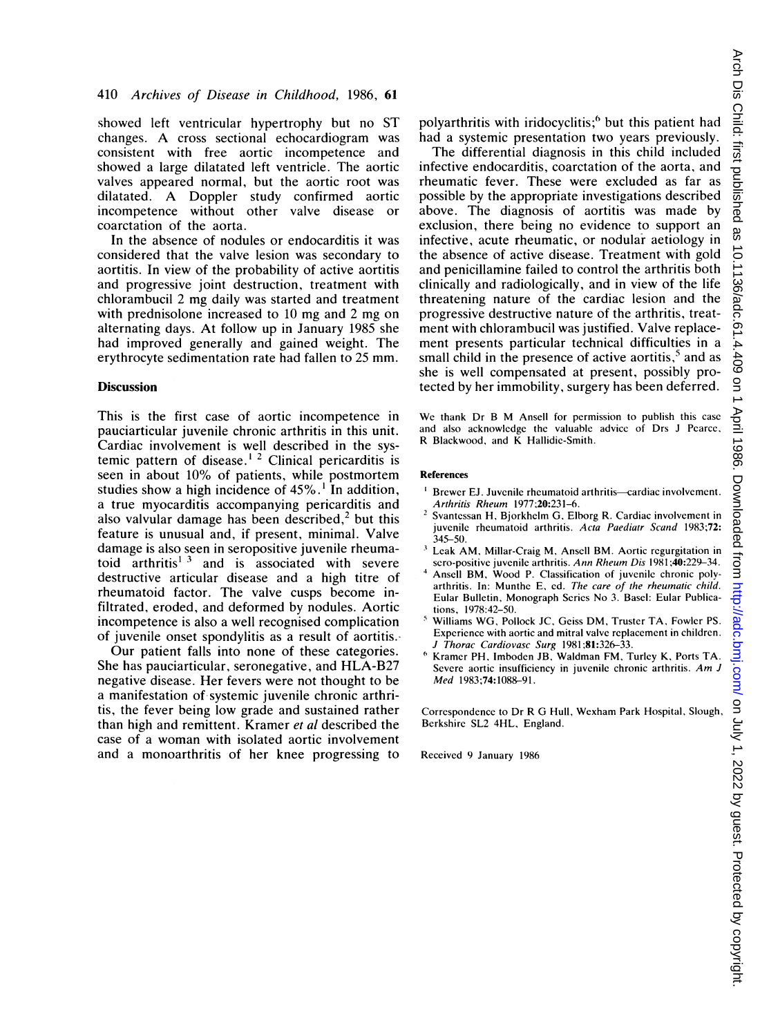showed left ventricular hypertrophy but no ST changes. A cross sectional echocardiogram was consistent with free aortic incompetence and showed a large dilatated left ventricle. The aortic valves appeared normal, but the aortic root was dilatated. A Doppler study confirmed aortic incompetence without other valve disease or coarctation of the aorta.

In the absence of nodules or endocarditis it was considered that the valve lesion was secondary to aortitis. In view of the probability of active aortitis and progressive joint destruction, treatment with chlorambucil 2 mg daily was started and treatment with prednisolone increased to 10 mg and 2 mg on alternating days. At follow up in January 1985 she had improved generally and gained weight. The erythrocyte sedimentation rate had fallen to 25 mm.

## Discussion

This is the first case of aortic incompetence in pauciarticular juvenile chronic arthritis in this unit. Cardiac involvement is well described in the systemic pattern of disease.[1 2] Clinical pericarditis is seen in about 10% of patients, while postmortem studies show a high incidence of 45%.[1] In addition, a true myocarditis accompanying pericarditis and also valvular damage has been described,[2] but this feature is unusual and, if present, minimal. Valve damage is also seen in seropositive juvenile rheumatoid arthritis[1 3] and is associated with severe destructive articular disease and a high titre of rheumatoid factor. The valve cusps become infiltrated, eroded, and deformed by nodules. Aortic incompetence is also a well recognised complication of juvenile onset spondylitis as a result of aortitis.

Our patient falls into none of these categories. She has pauciarticular, seronegative, and HLA-B27 negative disease. Her fevers were not thought to be a manifestation of systemic juvenile chronic arthritis, the fever being low grade and sustained rather than high and remittent. Kramer *et al* described the case of a woman with isolated aortic involvement and a monoarthritis of her knee progressing to polyarthritis with iridocyclitis;[6] but this patient had had a systemic presentation two years previously.

The differential diagnosis in this child included infective endocarditis, coarctation of the aorta, and rheumatic fever. These were excluded as far as possible by the appropriate investigations described above. The diagnosis of aortitis was made by exclusion, there being no evidence to support an infective, acute rheumatic, or nodular aetiology in the absence of active disease. Treatment with gold and penicillamine failed to control the arthritis both clinically and radiologically, and in view of the life threatening nature of the cardiac lesion and the progressive destructive nature of the arthritis, treatment with chlorambucil was justified. Valve replacement presents particular technical difficulties in a small child in the presence of active aortitis,[5] and as she is well compensated at present, possibly protected by her immobility, surgery has been deferred.

We thank Dr B M Ansell for permission to publish this case and also acknowledge the valuable advice of Drs J Pearce, R Blackwood, and K Hallidie-Smith.

### References

1. Brewer EJ. Juvenile rheumatoid arthritis—cardiac involvement. *Arthritis Rheum* 1977;**20**:231–6.
2. Svantesson H, Bjorkhelm G, Elborg R. Cardiac involvement in juvenile rheumatoid arthritis. *Acta Paediatr Scand* 1983;**72**: 345–50.
3. Leak AM, Millar-Craig M, Ansell BM. Aortic regurgitation in sero-positive juvenile arthritis. *Ann Rheum Dis* 1981;**40**:229–34.
4. Ansell BM, Wood P. Classification of juvenile chronic polyarthritis. In: Munthe E, ed. *The care of the rheumatic child.* Eular Bulletin, Monograph Series No 3. Basel: Eular Publications, 1978:42–50.
5. Williams WG, Pollock JC, Geiss DM, Truster TA, Fowler PS. Experience with aortic and mitral valve replacement in children. *J Thorac Cardiovasc Surg* 1981;**81**:326–33.
6. Kramer PH, Imboden JB, Waldman FM, Turley K, Ports TA. Severe aortic insufficiency in juvenile chronic arthritis. *Am J Med* 1983;**74**:1088–91.

Correspondence to Dr R G Hull, Wexham Park Hospital, Slough, Berkshire SL2 4HL, England.

Received 9 January 1986